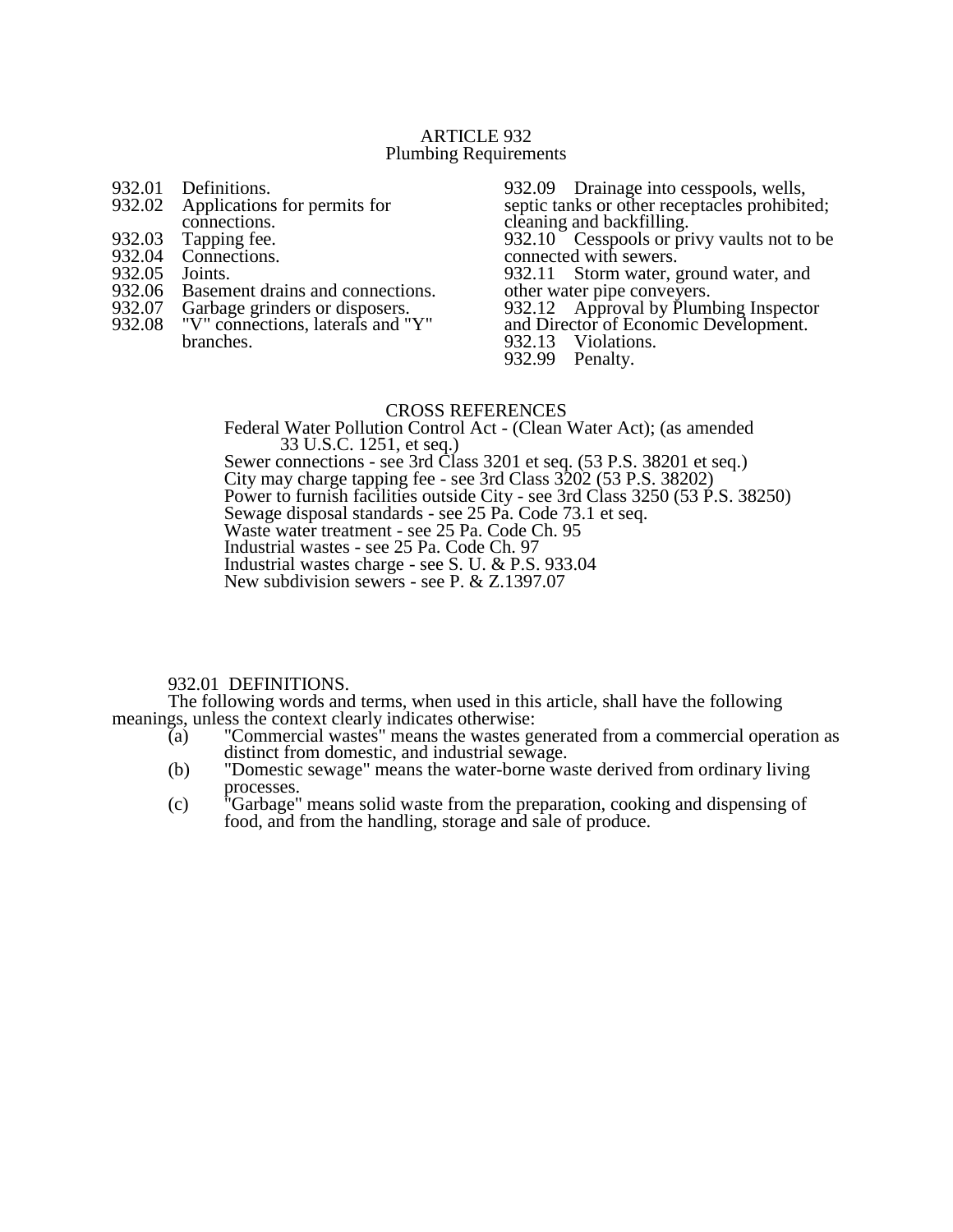# ARTICLE 932
## Plumbing Requirements

932.01 Definitions.
932.02 Applications for permits for connections.
932.03 Tapping fee.
932.04 Connections.
932.05 Joints.
932.06 Basement drains and connections.
932.07 Garbage grinders or disposers.
932.08 "V" connections, laterals and "Y" branches.
932.09 Drainage into cesspools, wells, septic tanks or other receptacles prohibited; cleaning and backfilling.
932.10 Cesspools or privy vaults not to be connected with sewers.
932.11 Storm water, ground water, and other water pipe conveyers.
932.12 Approval by Plumbing Inspector and Director of Economic Development.
932.13 Violations.
932.99 Penalty.

### CROSS REFERENCES

Federal Water Pollution Control Act - (Clean Water Act); (as amended 33 U.S.C. 1251, et seq.)
Sewer connections - see 3rd Class 3201 et seq. (53 P.S. 38201 et seq.)
City may charge tapping fee - see 3rd Class 3202 (53 P.S. 38202)
Power to furnish facilities outside City - see 3rd Class 3250 (53 P.S. 38250)
Sewage disposal standards - see 25 Pa. Code 73.1 et seq.
Waste water treatment - see 25 Pa. Code Ch. 95
Industrial wastes - see 25 Pa. Code Ch. 97
Industrial wastes charge - see S. U. & P.S. 933.04
New subdivision sewers - see P. & Z.1397.07

### 932.01 DEFINITIONS.

The following words and terms, when used in this article, shall have the following meanings, unless the context clearly indicates otherwise:

(a) "Commercial wastes" means the wastes generated from a commercial operation as distinct from domestic, and industrial sewage.

(b) "Domestic sewage" means the water-borne waste derived from ordinary living processes.

(c) "Garbage" means solid waste from the preparation, cooking and dispensing of food, and from the handling, storage and sale of produce.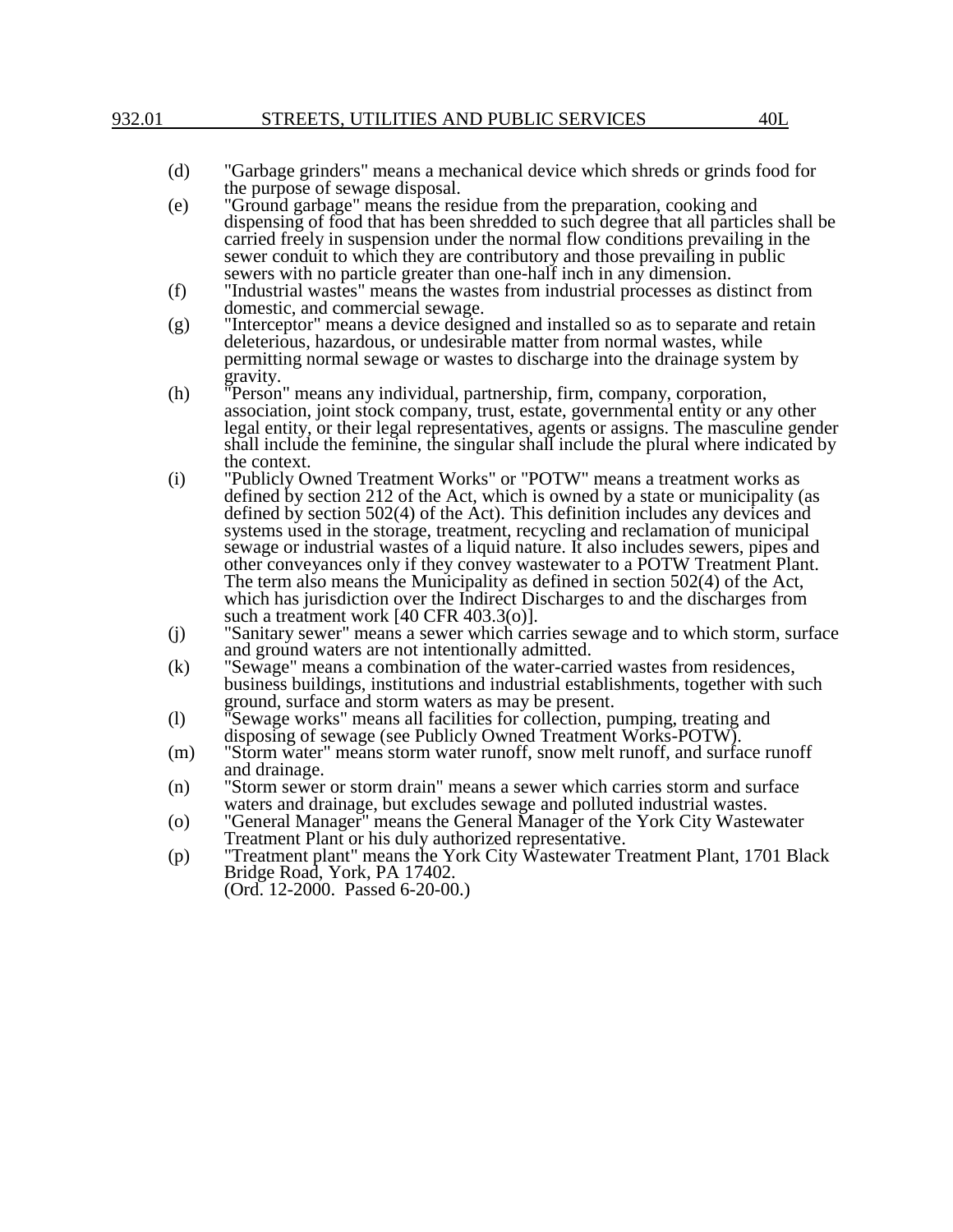(d) "Garbage grinders" means a mechanical device which shreds or grinds food for the purpose of sewage disposal.

(e) "Ground garbage" means the residue from the preparation, cooking and dispensing of food that has been shredded to such degree that all particles shall be carried freely in suspension under the normal flow conditions prevailing in the sewer conduit to which they are contributory and those prevailing in public sewers with no particle greater than one-half inch in any dimension.

(f) "Industrial wastes" means the wastes from industrial processes as distinct from domestic, and commercial sewage.

(g) "Interceptor" means a device designed and installed so as to separate and retain deleterious, hazardous, or undesirable matter from normal wastes, while permitting normal sewage or wastes to discharge into the drainage system by gravity.

(h) "Person" means any individual, partnership, firm, company, corporation, association, joint stock company, trust, estate, governmental entity or any other legal entity, or their legal representatives, agents or assigns. The masculine gender shall include the feminine, the singular shall include the plural where indicated by the context.

(i) "Publicly Owned Treatment Works" or "POTW" means a treatment works as defined by section 212 of the Act, which is owned by a state or municipality (as defined by section 502(4) of the Act). This definition includes any devices and systems used in the storage, treatment, recycling and reclamation of municipal sewage or industrial wastes of a liquid nature. It also includes sewers, pipes and other conveyances only if they convey wastewater to a POTW Treatment Plant. The term also means the Municipality as defined in section 502(4) of the Act, which has jurisdiction over the Indirect Discharges to and the discharges from such a treatment work [40 CFR 403.3(o)].

(j) "Sanitary sewer" means a sewer which carries sewage and to which storm, surface and ground waters are not intentionally admitted.

(k) "Sewage" means a combination of the water-carried wastes from residences, business buildings, institutions and industrial establishments, together with such ground, surface and storm waters as may be present.

(l) "Sewage works" means all facilities for collection, pumping, treating and disposing of sewage (see Publicly Owned Treatment Works-POTW).

(m) "Storm water" means storm water runoff, snow melt runoff, and surface runoff and drainage.

(n) "Storm sewer or storm drain" means a sewer which carries storm and surface waters and drainage, but excludes sewage and polluted industrial wastes.

(o) "General Manager" means the General Manager of the York City Wastewater Treatment Plant or his duly authorized representative.

(p) "Treatment plant" means the York City Wastewater Treatment Plant, 1701 Black Bridge Road, York, PA 17402.
(Ord. 12-2000. Passed 6-20-00.)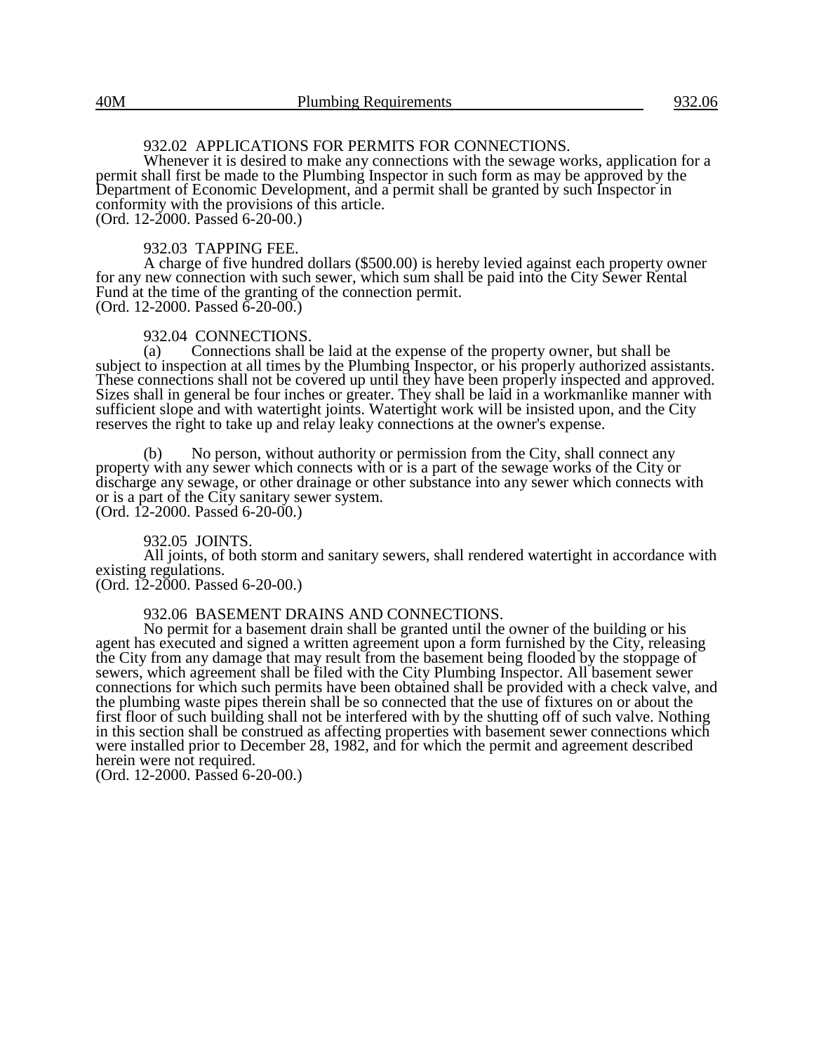### 932.02 APPLICATIONS FOR PERMITS FOR CONNECTIONS.

Whenever it is desired to make any connections with the sewage works, application for a permit shall first be made to the Plumbing Inspector in such form as may be approved by the Department of Economic Development, and a permit shall be granted by such Inspector in conformity with the provisions of this article.
(Ord. 12-2000. Passed 6-20-00.)

### 932.03 TAPPING FEE.

A charge of five hundred dollars ($500.00) is hereby levied against each property owner for any new connection with such sewer, which sum shall be paid into the City Sewer Rental Fund at the time of the granting of the connection permit.
(Ord. 12-2000. Passed 6-20-00.)

### 932.04 CONNECTIONS.

(a) Connections shall be laid at the expense of the property owner, but shall be subject to inspection at all times by the Plumbing Inspector, or his properly authorized assistants. These connections shall not be covered up until they have been properly inspected and approved. Sizes shall in general be four inches or greater. They shall be laid in a workmanlike manner with sufficient slope and with watertight joints. Watertight work will be insisted upon, and the City reserves the right to take up and relay leaky connections at the owner's expense.

(b) No person, without authority or permission from the City, shall connect any property with any sewer which connects with or is a part of the sewage works of the City or discharge any sewage, or other drainage or other substance into any sewer which connects with or is a part of the City sanitary sewer system.
(Ord. 12-2000. Passed 6-20-00.)

### 932.05 JOINTS.

All joints, of both storm and sanitary sewers, shall rendered watertight in accordance with existing regulations.
(Ord. 12-2000. Passed 6-20-00.)

### 932.06 BASEMENT DRAINS AND CONNECTIONS.

No permit for a basement drain shall be granted until the owner of the building or his agent has executed and signed a written agreement upon a form furnished by the City, releasing the City from any damage that may result from the basement being flooded by the stoppage of sewers, which agreement shall be filed with the City Plumbing Inspector. All basement sewer connections for which such permits have been obtained shall be provided with a check valve, and the plumbing waste pipes therein shall be so connected that the use of fixtures on or about the first floor of such building shall not be interfered with by the shutting off of such valve. Nothing in this section shall be construed as affecting properties with basement sewer connections which were installed prior to December 28, 1982, and for which the permit and agreement described herein were not required.
(Ord. 12-2000. Passed 6-20-00.)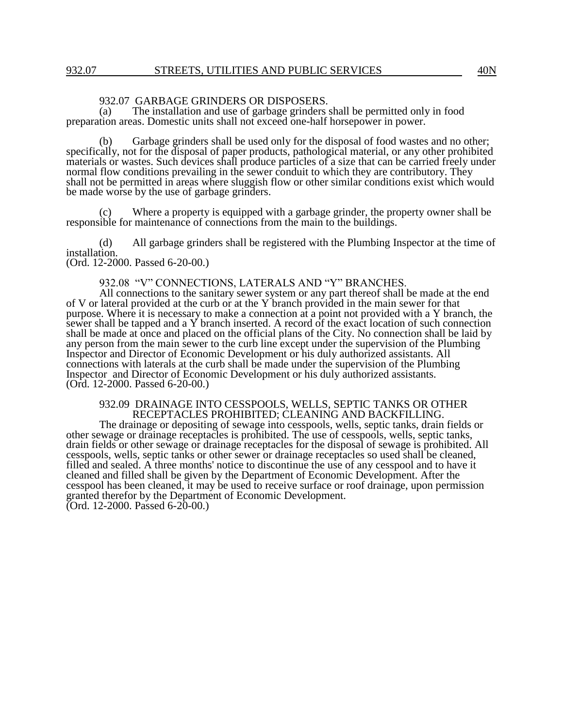## 932.07 GARBAGE GRINDERS OR DISPOSERS.

(a) The installation and use of garbage grinders shall be permitted only in food preparation areas. Domestic units shall not exceed one-half horsepower in power.

(b) Garbage grinders shall be used only for the disposal of food wastes and no other; specifically, not for the disposal of paper products, pathological material, or any other prohibited materials or wastes. Such devices shall produce particles of a size that can be carried freely under normal flow conditions prevailing in the sewer conduit to which they are contributory. They shall not be permitted in areas where sluggish flow or other similar conditions exist which would be made worse by the use of garbage grinders.

(c) Where a property is equipped with a garbage grinder, the property owner shall be responsible for maintenance of connections from the main to the buildings.

(d) All garbage grinders shall be registered with the Plumbing Inspector at the time of installation.

(Ord. 12-2000. Passed 6-20-00.)

## 932.08 "V" CONNECTIONS, LATERALS AND "Y" BRANCHES.

All connections to the sanitary sewer system or any part thereof shall be made at the end of V or lateral provided at the curb or at the Y branch provided in the main sewer for that purpose. Where it is necessary to make a connection at a point not provided with a Y branch, the sewer shall be tapped and a Y branch inserted. A record of the exact location of such connection shall be made at once and placed on the official plans of the City. No connection shall be laid by any person from the main sewer to the curb line except under the supervision of the Plumbing Inspector and Director of Economic Development or his duly authorized assistants. All connections with laterals at the curb shall be made under the supervision of the Plumbing Inspector and Director of Economic Development or his duly authorized assistants.

(Ord. 12-2000. Passed 6-20-00.)

## 932.09 DRAINAGE INTO CESSPOOLS, WELLS, SEPTIC TANKS OR OTHER RECEPTACLES PROHIBITED; CLEANING AND BACKFILLING.

The drainage or depositing of sewage into cesspools, wells, septic tanks, drain fields or other sewage or drainage receptacles is prohibited. The use of cesspools, wells, septic tanks, drain fields or other sewage or drainage receptacles for the disposal of sewage is prohibited. All cesspools, wells, septic tanks or other sewer or drainage receptacles so used shall be cleaned, filled and sealed. A three months' notice to discontinue the use of any cesspool and to have it cleaned and filled shall be given by the Department of Economic Development. After the cesspool has been cleaned, it may be used to receive surface or roof drainage, upon permission granted therefor by the Department of Economic Development.

(Ord. 12-2000. Passed 6-20-00.)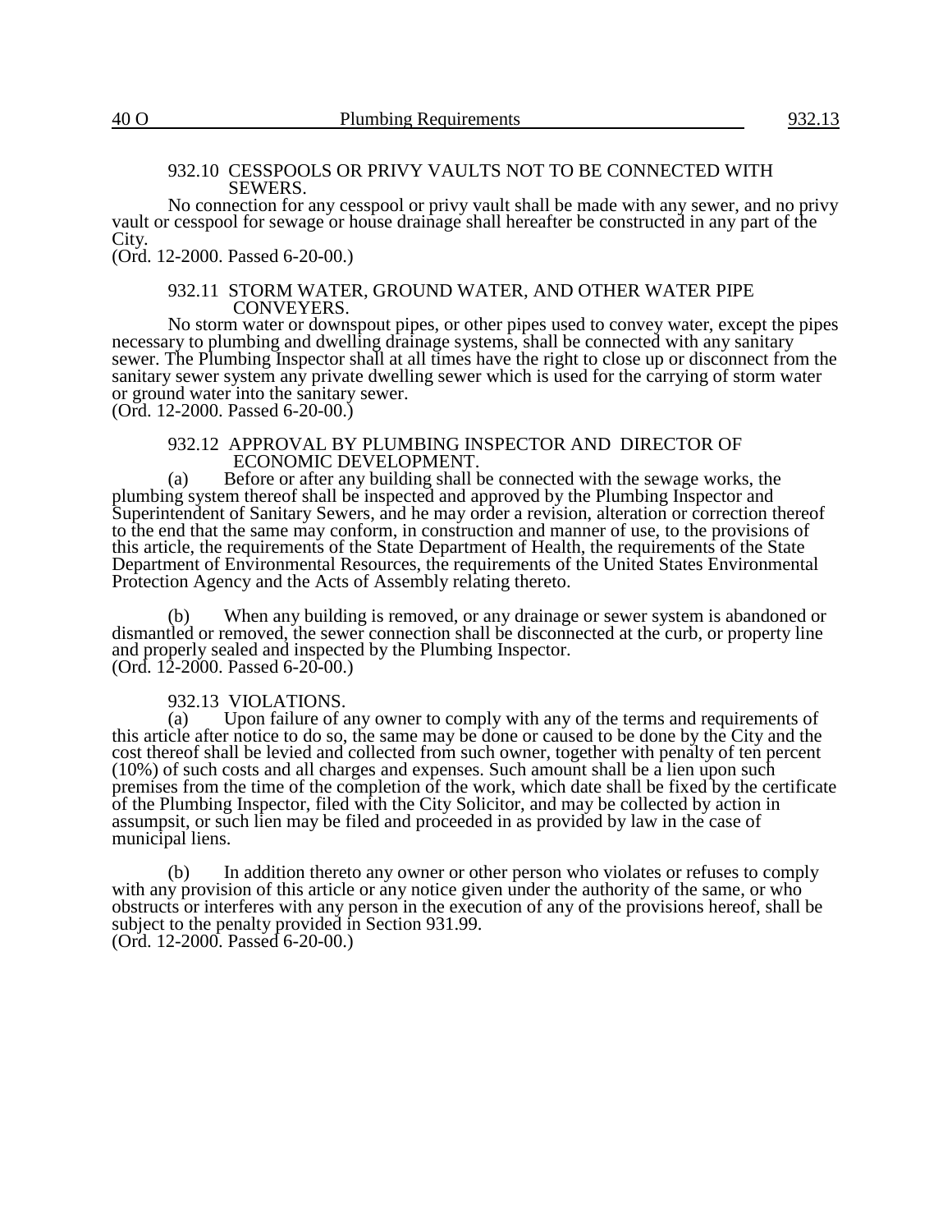### 932.10 CESSPOOLS OR PRIVY VAULTS NOT TO BE CONNECTED WITH SEWERS.

No connection for any cesspool or privy vault shall be made with any sewer, and no privy vault or cesspool for sewage or house drainage shall hereafter be constructed in any part of the City.
(Ord. 12-2000. Passed 6-20-00.)

### 932.11 STORM WATER, GROUND WATER, AND OTHER WATER PIPE CONVEYERS.

No storm water or downspout pipes, or other pipes used to convey water, except the pipes necessary to plumbing and dwelling drainage systems, shall be connected with any sanitary sewer. The Plumbing Inspector shall at all times have the right to close up or disconnect from the sanitary sewer system any private dwelling sewer which is used for the carrying of storm water or ground water into the sanitary sewer.
(Ord. 12-2000. Passed 6-20-00.)

### 932.12 APPROVAL BY PLUMBING INSPECTOR AND DIRECTOR OF ECONOMIC DEVELOPMENT.

(a) Before or after any building shall be connected with the sewage works, the plumbing system thereof shall be inspected and approved by the Plumbing Inspector and Superintendent of Sanitary Sewers, and he may order a revision, alteration or correction thereof to the end that the same may conform, in construction and manner of use, to the provisions of this article, the requirements of the State Department of Health, the requirements of the State Department of Environmental Resources, the requirements of the United States Environmental Protection Agency and the Acts of Assembly relating thereto.

(b) When any building is removed, or any drainage or sewer system is abandoned or dismantled or removed, the sewer connection shall be disconnected at the curb, or property line and properly sealed and inspected by the Plumbing Inspector.
(Ord. 12-2000. Passed 6-20-00.)

### 932.13 VIOLATIONS.

(a) Upon failure of any owner to comply with any of the terms and requirements of this article after notice to do so, the same may be done or caused to be done by the City and the cost thereof shall be levied and collected from such owner, together with penalty of ten percent (10%) of such costs and all charges and expenses. Such amount shall be a lien upon such premises from the time of the completion of the work, which date shall be fixed by the certificate of the Plumbing Inspector, filed with the City Solicitor, and may be collected by action in assumpsit, or such lien may be filed and proceeded in as provided by law in the case of municipal liens.

(b) In addition thereto any owner or other person who violates or refuses to comply with any provision of this article or any notice given under the authority of the same, or who obstructs or interferes with any person in the execution of any of the provisions hereof, shall be subject to the penalty provided in Section 931.99.
(Ord. 12-2000. Passed 6-20-00.)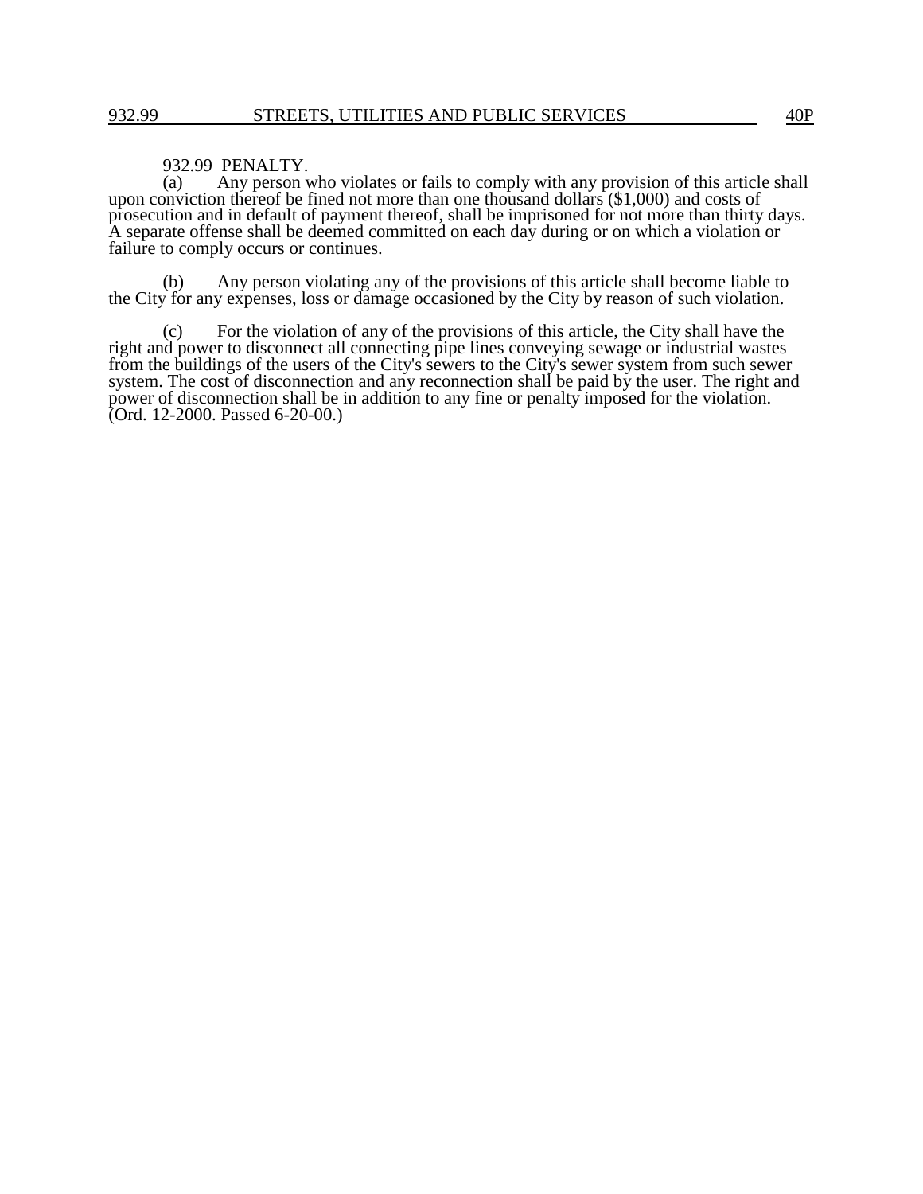932.99 PENALTY.

(a) Any person who violates or fails to comply with any provision of this article shall upon conviction thereof be fined not more than one thousand dollars ($1,000) and costs of prosecution and in default of payment thereof, shall be imprisoned for not more than thirty days. A separate offense shall be deemed committed on each day during or on which a violation or failure to comply occurs or continues.

(b) Any person violating any of the provisions of this article shall become liable to the City for any expenses, loss or damage occasioned by the City by reason of such violation.

(c) For the violation of any of the provisions of this article, the City shall have the right and power to disconnect all connecting pipe lines conveying sewage or industrial wastes from the buildings of the users of the City's sewers to the City's sewer system from such sewer system. The cost of disconnection and any reconnection shall be paid by the user. The right and power of disconnection shall be in addition to any fine or penalty imposed for the violation. (Ord. 12-2000. Passed 6-20-00.)